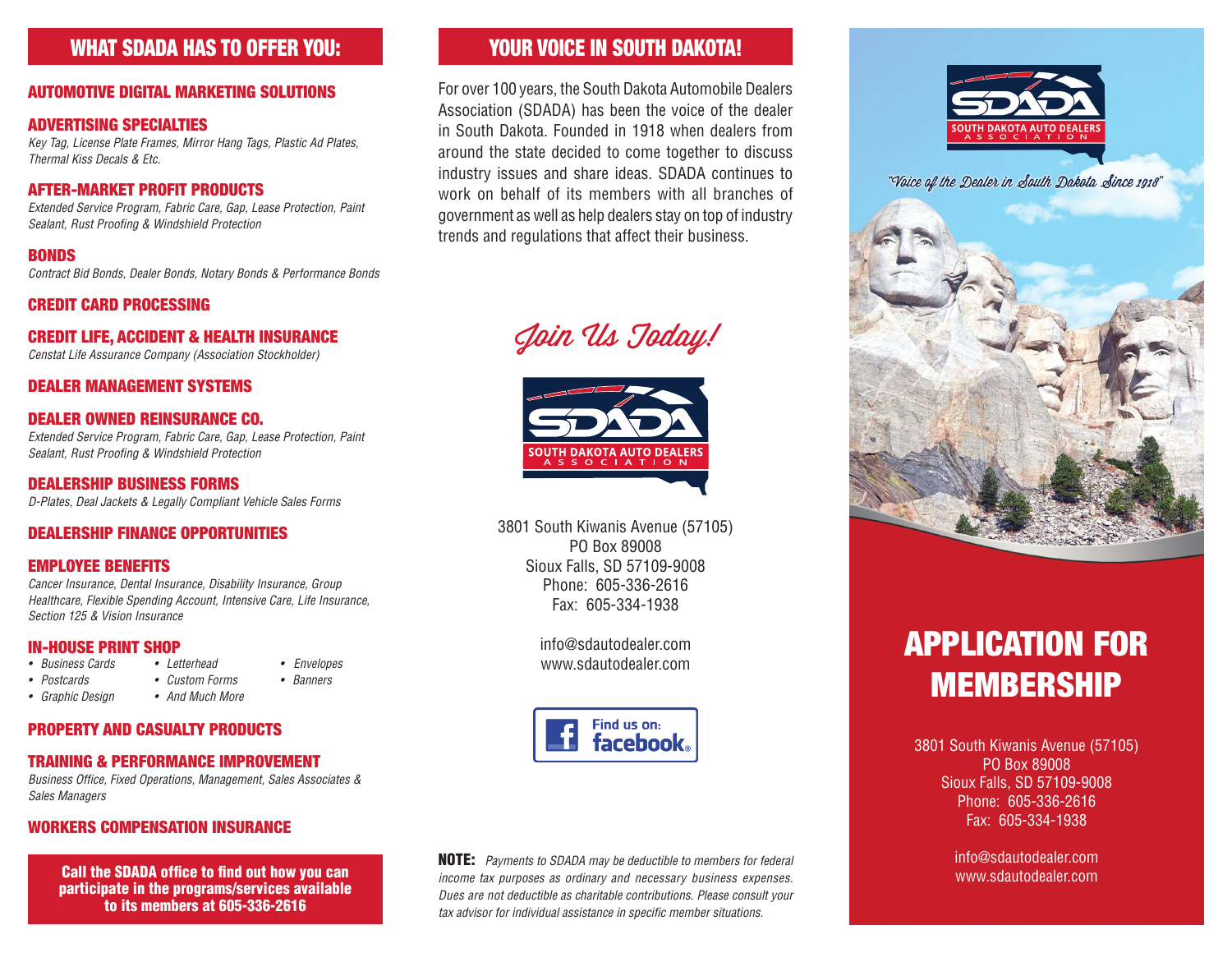## WHAT SDADA HAS TO OFFER YOU:

### AUTOMOTIVE DIGITAL MARKETING SOLUTIONS

### ADVERTISING SPECIALTIES

*Key Tag, License Plate Frames, Mirror Hang Tags, Plastic Ad Plates, Thermal Kiss Decals & Etc.*

### AFTER-MARKET PROFIT PRODUCTS

*Extended Service Program, Fabric Care, Gap, Lease Protection, Paint Sealant, Rust Proofing & Windshield Protection*

### BONDS

*Contract Bid Bonds, Dealer Bonds, Notary Bonds & Performance Bonds*

### CREDIT CARD PROCESSING

### CREDIT LIFE, ACCIDENT & HEALTH INSURANCE

*Censtat Life Assurance Company (Association Stockholder)*

### DEALER MANAGEMENT SYSTEMS

### DEALER OWNED REINSURANCE CO.

*Extended Service Program, Fabric Care, Gap, Lease Protection, Paint Sealant, Rust Proofing & Windshield Protection*

### DEALERSHIP BUSINESS FORMS

*D-Plates, Deal Jackets & Legally Compliant Vehicle Sales Forms*

### DEALERSHIP FINANCE OPPORTUNITIES

### EMPLOYEE BENEFITS

*Cancer Insurance, Dental Insurance, Disability Insurance, Group Healthcare, Flexible Spending Account, Intensive Care, Life Insurance, Section 125 & Vision Insurance*

### IN-HOUSE PRINT SHOP

- *Business Cards*
- *Postcards*
- *Graphic Design*
- *Letterhead*
- *Custom Forms*
- *And Much More*
- *Envelopes*
- *Banners*

### PROPERTY AND CASUALTY PRODUCTS

### TRAINING & PERFORMANCE IMPROVEMENT

*Business Office, Fixed Operations, Management, Sales Associates & Sales Managers*

### WORKERS COMPENSATION INSURANCE

**Call the SDADA office to find out how you can participate in the programs/services available to its members at 605-336-2616**

## YOUR VOICE IN SOUTH DAKOTA!

For over 100 years, the South Dakota Automobile Dealers Association (SDADA) has been the voice of the dealer in South Dakota. Founded in 1918 when dealers from around the state decided to come together to discuss industry issues and share ideas. SDADA continues to work on behalf of its members with all branches of government as well as help dealers stay on top of industry trends and regulations that affect their business.

*Join Us Today!*

SDADA
SOUTH DAKOTA AUTO DEALERS ASSOCIATION

3801 South Kiwanis Avenue (57105)
PO Box 89008
Sioux Falls, SD 57109-9008
Phone: 605-336-2616
Fax: 605-334-1938

info@sdautodealer.com
www.sdautodealer.com

Find us on: facebook

**NOTE:** *Payments to SDADA may be deductible to members for federal income tax purposes as ordinary and necessary business expenses. Dues are not deductible as charitable contributions. Please consult your tax advisor for individual assistance in specific member situations.*

SDADA
SOUTH DAKOTA AUTO DEALERS ASSOCIATION

*"Voice of the Dealer in South Dakota Since 1918"*

# APPLICATION FOR MEMBERSHIP

3801 South Kiwanis Avenue (57105)
PO Box 89008
Sioux Falls, SD 57109-9008
Phone: 605-336-2616
Fax: 605-334-1938

info@sdautodealer.com
www.sdautodealer.com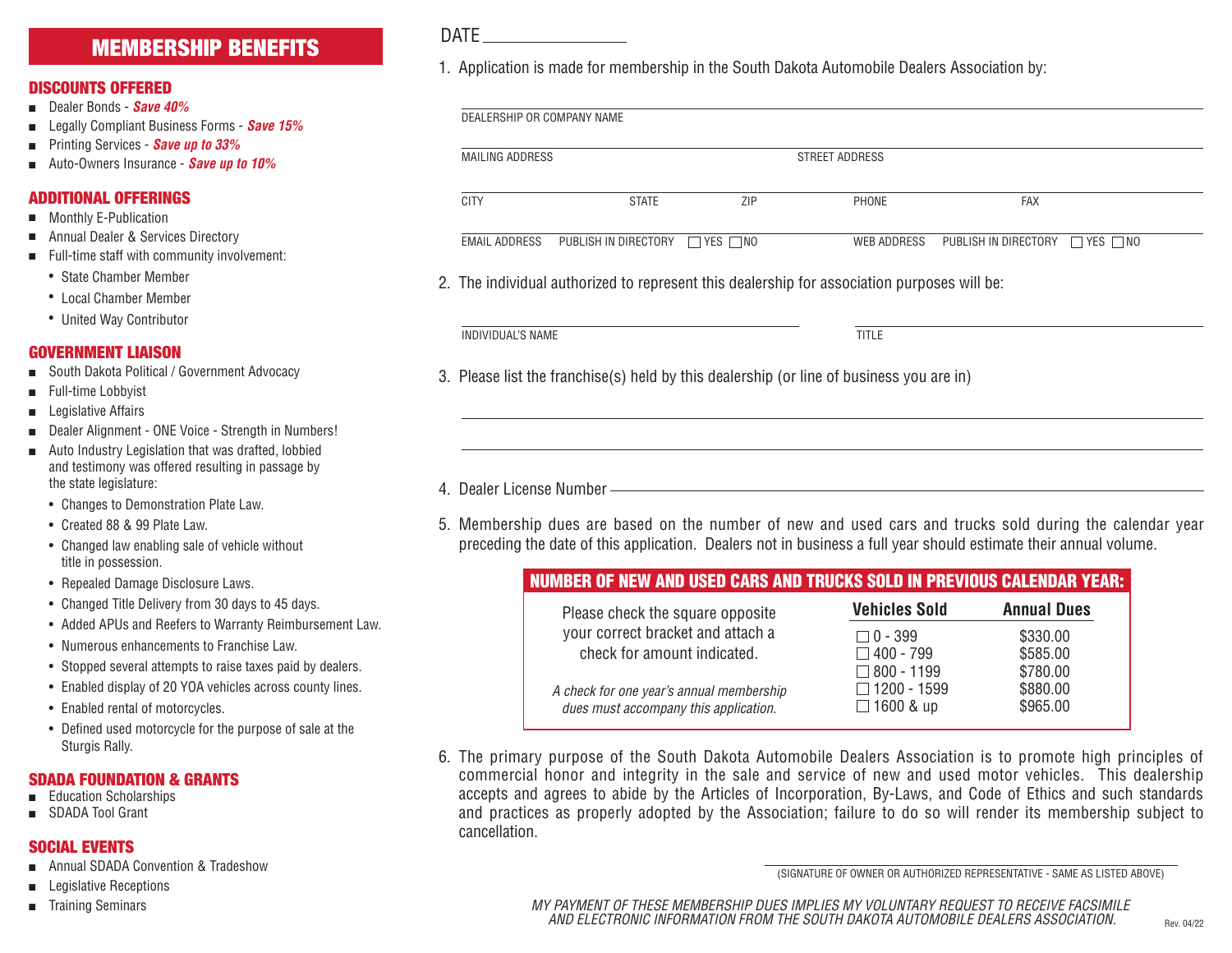## MEMBERSHIP BENEFITS

### DISCOUNTS OFFERED

- Dealer Bonds - ***Save 40%***
- Legally Compliant Business Forms - ***Save 15%***
- Printing Services - ***Save up to 33%***
- Auto-Owners Insurance - ***Save up to 10%***

### ADDITIONAL OFFERINGS

- Monthly E-Publication
- Annual Dealer & Services Directory
- Full-time staff with community involvement:
  - State Chamber Member
  - Local Chamber Member
  - United Way Contributor

### GOVERNMENT LIAISON

- South Dakota Political / Government Advocacy
- Full-time Lobbyist
- Legislative Affairs
- Dealer Alignment - ONE Voice - Strength in Numbers!
- Auto Industry Legislation that was drafted, lobbied and testimony was offered resulting in passage by the state legislature:
  - Changes to Demonstration Plate Law.
  - Created 88 & 99 Plate Law.
  - Changed law enabling sale of vehicle without title in possession.
  - Repealed Damage Disclosure Laws.
  - Changed Title Delivery from 30 days to 45 days.
  - Added APUs and Reefers to Warranty Reimbursement Law.
  - Numerous enhancements to Franchise Law.
  - Stopped several attempts to raise taxes paid by dealers.
  - Enabled display of 20 YOA vehicles across county lines.
  - Enabled rental of motorcycles.
  - Defined used motorcycle for the purpose of sale at the Sturgis Rally.

### SDADA FOUNDATION & GRANTS

- Education Scholarships
- SDADA Tool Grant

### SOCIAL EVENTS

- Annual SDADA Convention & Tradeshow
- Legislative Receptions
- Training Seminars

DATE ________________

1. Application is made for membership in the South Dakota Automobile Dealers Association by:

DEALERSHIP OR COMPANY NAME ______________________________

MAILING ADDRESS ______________________________ STREET ADDRESS ______________________________

CITY __________ STATE __________ ZIP __________ PHONE __________ FAX __________

EMAIL ADDRESS __________ PUBLISH IN DIRECTORY ☐ YES ☐ NO WEB ADDRESS __________ PUBLISH IN DIRECTORY ☐ YES ☐ NO

2. The individual authorized to represent this dealership for association purposes will be:

INDIVIDUAL'S NAME ______________________________ TITLE ______________________________

3. Please list the franchise(s) held by this dealership (or line of business you are in)

______________________________________________________________

______________________________________________________________

4. Dealer License Number ______________________________

5. Membership dues are based on the number of new and used cars and trucks sold during the calendar year preceding the date of this application. Dealers not in business a full year should estimate their annual volume.

**NUMBER OF NEW AND USED CARS AND TRUCKS SOLD IN PREVIOUS CALENDAR YEAR:**

Please check the square opposite your correct bracket and attach a check for amount indicated.

*A check for one year's annual membership dues must accompany this application.*

| Vehicles Sold | Annual Dues |
|---|---|
| ☐ 0 - 399 | $330.00 |
| ☐ 400 - 799 | $585.00 |
| ☐ 800 - 1199 | $780.00 |
| ☐ 1200 - 1599 | $880.00 |
| ☐ 1600 & up | $965.00 |

6. The primary purpose of the South Dakota Automobile Dealers Association is to promote high principles of commercial honor and integrity in the sale and service of new and used motor vehicles. This dealership accepts and agrees to abide by the Articles of Incorporation, By-Laws, and Code of Ethics and such standards and practices as properly adopted by the Association; failure to do so will render its membership subject to cancellation.

______________________________
(SIGNATURE OF OWNER OR AUTHORIZED REPRESENTATIVE - SAME AS LISTED ABOVE)

*MY PAYMENT OF THESE MEMBERSHIP DUES IMPLIES MY VOLUNTARY REQUEST TO RECEIVE FACSIMILE AND ELECTRONIC INFORMATION FROM THE SOUTH DAKOTA AUTOMOBILE DEALERS ASSOCIATION.*

Rev. 04/22